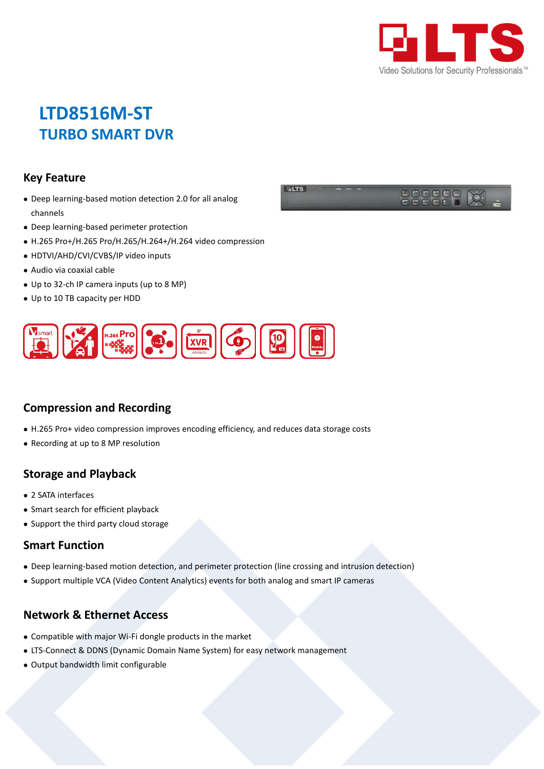# LTD8516M-ST

## TURBO SMART DVR

### Key Feature

- Deep learning-based motion detection 2.0 for all analog channels
- Deep learning-based perimeter protection
- H.265 Pro+/H.265 Pro/H.265/H.264+/H.264 video compression
- HDTVI/AHD/CVI/CVBS/IP video inputs
- Audio via coaxial cable
- Up to 32-ch IP camera inputs (up to 8 MP)
- Up to 10 TB capacity per HDD

### Compression and Recording

- H.265 Pro+ video compression improves encoding efficiency, and reduces data storage costs
- Recording at up to 8 MP resolution

### Storage and Playback

- 2 SATA interfaces
- Smart search for efficient playback
- Support the third party cloud storage

### Smart Function

- Deep learning-based motion detection, and perimeter protection (line crossing and intrusion detection)
- Support multiple VCA (Video Content Analytics) events for both analog and smart IP cameras

### Network & Ethernet Access

- Compatible with major Wi-Fi dongle products in the market
- LTS-Connect & DDNS (Dynamic Domain Name System) for easy network management
- Output bandwidth limit configurable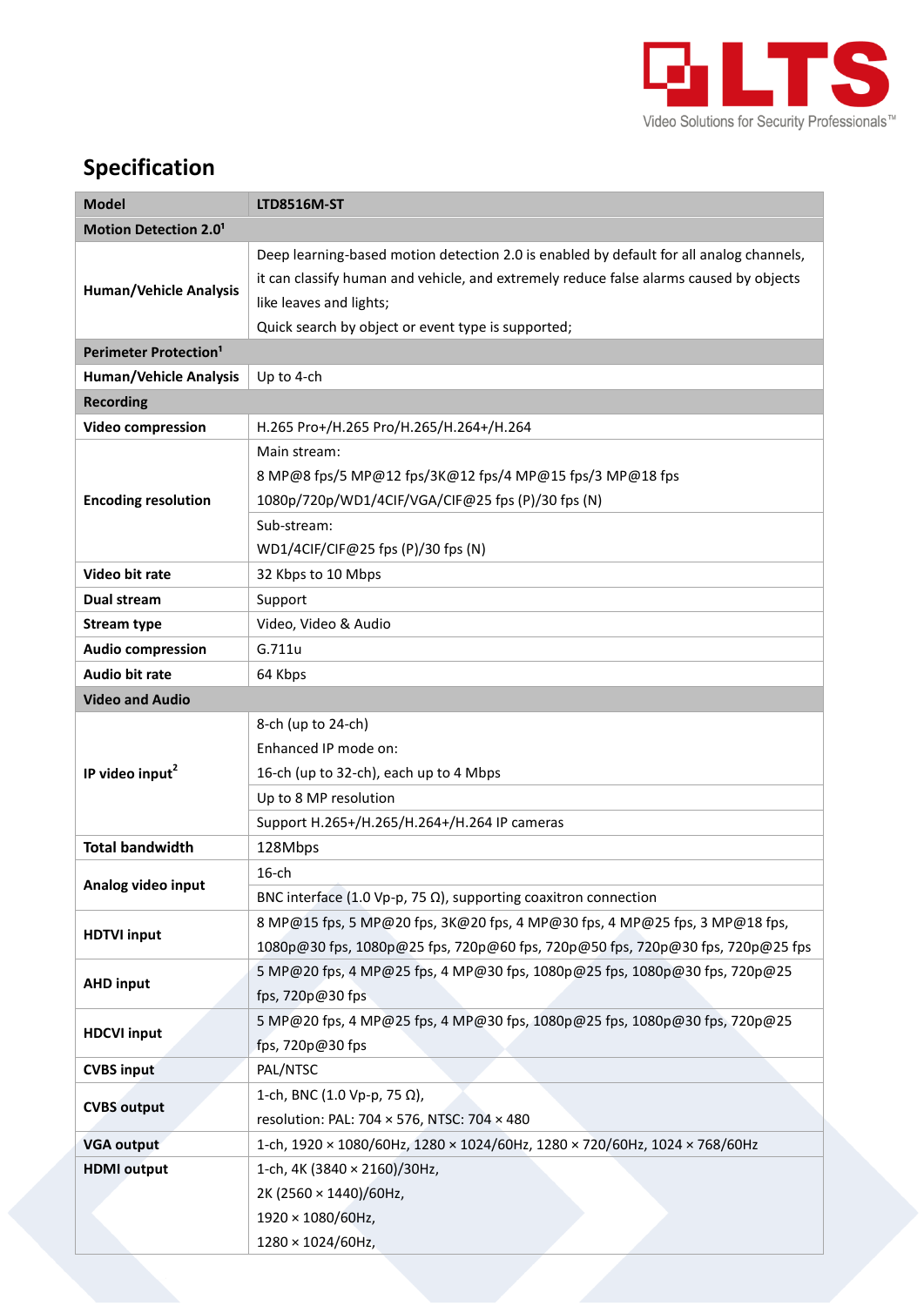## Specification

| Model | LTD8516M-ST |
|---|---|
| **Motion Detection 2.0[1]** | |
| **Human/Vehicle Analysis** | Deep learning-based motion detection 2.0 is enabled by default for all analog channels, it can classify human and vehicle, and extremely reduce false alarms caused by objects like leaves and lights;<br>Quick search by object or event type is supported; |
| **Perimeter Protection[1]** | |
| **Human/Vehicle Analysis** | Up to 4-ch |
| **Recording** | |
| **Video compression** | H.265 Pro+/H.265 Pro/H.265/H.264+/H.264 |
| **Encoding resolution** | Main stream:<br>8 MP@8 fps/5 MP@12 fps/3K@12 fps/4 MP@15 fps/3 MP@18 fps<br>1080p/720p/WD1/4CIF/VGA/CIF@25 fps (P)/30 fps (N) |
| | Sub-stream:<br>WD1/4CIF/CIF@25 fps (P)/30 fps (N) |
| **Video bit rate** | 32 Kbps to 10 Mbps |
| **Dual stream** | Support |
| **Stream type** | Video, Video & Audio |
| **Audio compression** | G.711u |
| **Audio bit rate** | 64 Kbps |
| **Video and Audio** | |
| **IP video input[2]** | 8-ch (up to 24-ch)<br>Enhanced IP mode on:<br>16-ch (up to 32-ch), each up to 4 Mbps |
| | Up to 8 MP resolution |
| | Support H.265+/H.265/H.264+/H.264 IP cameras |
| **Total bandwidth** | 128Mbps |
| **Analog video input** | 16-ch |
| | BNC interface (1.0 Vp-p, 75 Ω), supporting coaxitron connection |
| **HDTVI input** | 8 MP@15 fps, 5 MP@20 fps, 3K@20 fps, 4 MP@30 fps, 4 MP@25 fps, 3 MP@18 fps, 1080p@30 fps, 1080p@25 fps, 720p@60 fps, 720p@50 fps, 720p@30 fps, 720p@25 fps |
| **AHD input** | 5 MP@20 fps, 4 MP@25 fps, 4 MP@30 fps, 1080p@25 fps, 1080p@30 fps, 720p@25 fps, 720p@30 fps |
| **HDCVI input** | 5 MP@20 fps, 4 MP@25 fps, 4 MP@30 fps, 1080p@25 fps, 1080p@30 fps, 720p@25 fps, 720p@30 fps |
| **CVBS input** | PAL/NTSC |
| **CVBS output** | 1-ch, BNC (1.0 Vp-p, 75 Ω),<br>resolution: PAL: 704 × 576, NTSC: 704 × 480 |
| **VGA output** | 1-ch, 1920 × 1080/60Hz, 1280 × 1024/60Hz, 1280 × 720/60Hz, 1024 × 768/60Hz |
| **HDMI output** | 1-ch, 4K (3840 × 2160)/30Hz,<br>2K (2560 × 1440)/60Hz,<br>1920 × 1080/60Hz,<br>1280 × 1024/60Hz, |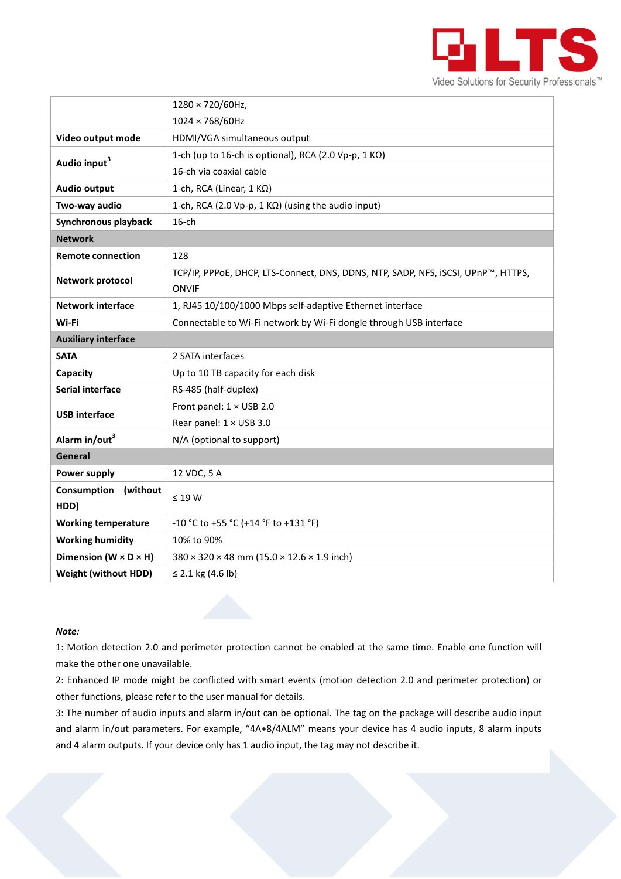| | |
|---|---|
| | 1280 × 720/60Hz,<br>1024 × 768/60Hz |
| **Video output mode** | HDMI/VGA simultaneous output |
| **Audio input**[3] | 1-ch (up to 16-ch is optional), RCA (2.0 Vp-p, 1 KΩ) |
| | 16-ch via coaxial cable |
| **Audio output** | 1-ch, RCA (Linear, 1 KΩ) |
| **Two-way audio** | 1-ch, RCA (2.0 Vp-p, 1 KΩ) (using the audio input) |
| **Synchronous playback** | 16-ch |
| **Network** | |
| **Remote connection** | 128 |
| **Network protocol** | TCP/IP, PPPoE, DHCP, LTS-Connect, DNS, DDNS, NTP, SADP, NFS, iSCSI, UPnP™, HTTPS, ONVIF |
| **Network interface** | 1, RJ45 10/100/1000 Mbps self-adaptive Ethernet interface |
| **Wi-Fi** | Connectable to Wi-Fi network by Wi-Fi dongle through USB interface |
| **Auxiliary interface** | |
| **SATA** | 2 SATA interfaces |
| **Capacity** | Up to 10 TB capacity for each disk |
| **Serial interface** | RS-485 (half-duplex) |
| **USB interface** | Front panel: 1 × USB 2.0<br>Rear panel: 1 × USB 3.0 |
| **Alarm in/out**[3] | N/A (optional to support) |
| **General** | |
| **Power supply** | 12 VDC, 5 A |
| **Consumption (without HDD)** | ≤ 19 W |
| **Working temperature** | -10 °C to +55 °C (+14 °F to +131 °F) |
| **Working humidity** | 10% to 90% |
| **Dimension (W × D × H)** | 380 × 320 × 48 mm (15.0 × 12.6 × 1.9 inch) |
| **Weight (without HDD)** | ≤ 2.1 kg (4.6 lb) |

***Note:***

1: Motion detection 2.0 and perimeter protection cannot be enabled at the same time. Enable one function will make the other one unavailable.

2: Enhanced IP mode might be conflicted with smart events (motion detection 2.0 and perimeter protection) or other functions, please refer to the user manual for details.

3: The number of audio inputs and alarm in/out can be optional. The tag on the package will describe audio input and alarm in/out parameters. For example, "4A+8/4ALM" means your device has 4 audio inputs, 8 alarm inputs and 4 alarm outputs. If your device only has 1 audio input, the tag may not describe it.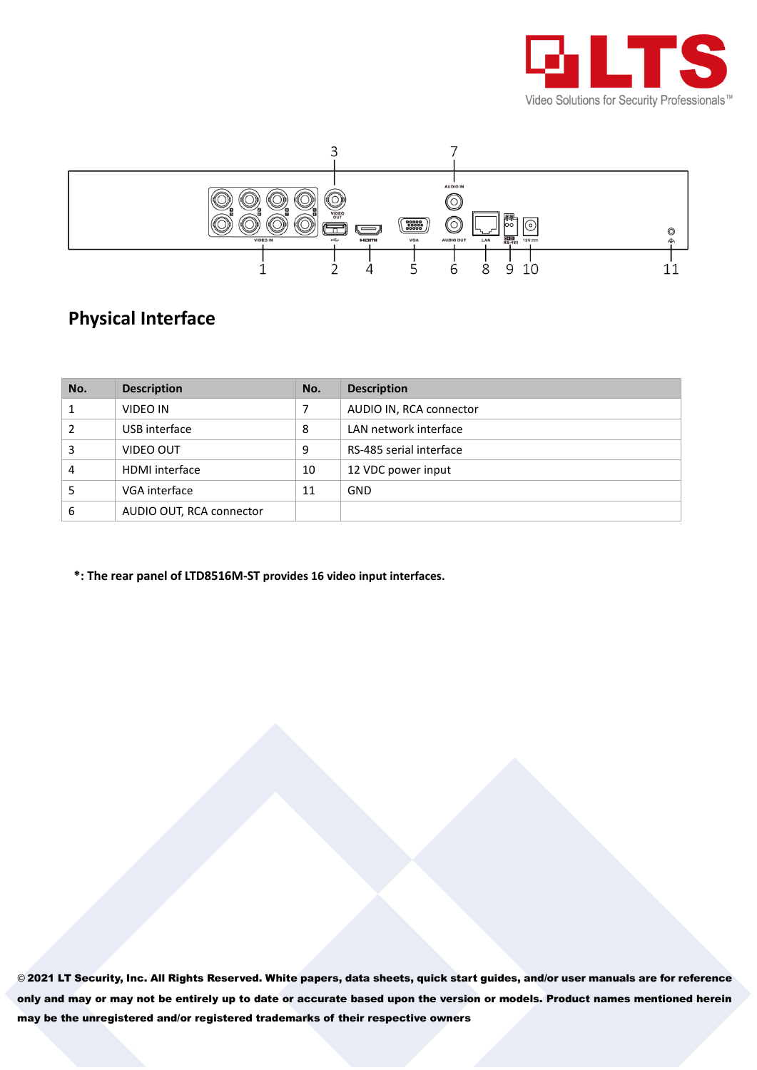## Physical Interface

| No. | Description | No. | Description |
|---|---|---|---|
| 1 | VIDEO IN | 7 | AUDIO IN, RCA connector |
| 2 | USB interface | 8 | LAN network interface |
| 3 | VIDEO OUT | 9 | RS-485 serial interface |
| 4 | HDMI interface | 10 | 12 VDC power input |
| 5 | VGA interface | 11 | GND |
| 6 | AUDIO OUT, RCA connector | | |

**\*: The rear panel of LTD8516M-ST provides 16 video input interfaces.**

**© 2021 LT Security, Inc. All Rights Reserved. White papers, data sheets, quick start guides, and/or user manuals are for reference only and may or may not be entirely up to date or accurate based upon the version or models. Product names mentioned herein may be the unregistered and/or registered trademarks of their respective owners**